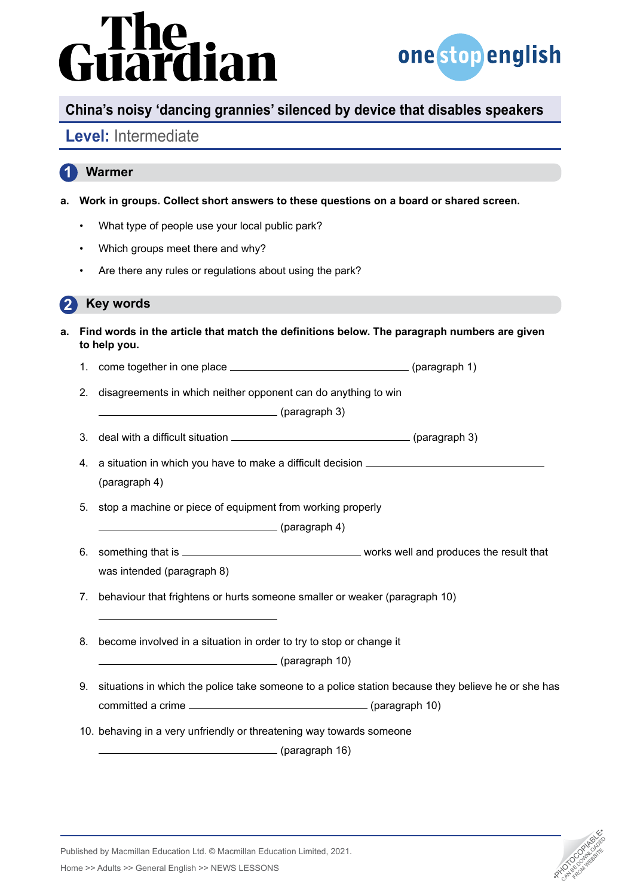# China's noisy 'dancing grannies' silenced by device that disables speakers

## Level: Intermediate

## 1 Warmer

**a. Work in groups. Collect short answers to these questions on a board or shared screen.**

- What type of people use your local public park?
- Which groups meet there and why?
- Are there any rules or regulations about using the park?

## 2 Key words

**a. Find words in the article that match the definitions below. The paragraph numbers are given to help you.**

1. come together in one place ________________ (paragraph 1)
2. disagreements in which neither opponent can do anything to win ________________ (paragraph 3)
3. deal with a difficult situation ________________ (paragraph 3)
4. a situation in which you have to make a difficult decision ________________ (paragraph 4)
5. stop a machine or piece of equipment from working properly ________________ (paragraph 4)
6. something that is ________________ works well and produces the result that was intended (paragraph 8)
7. behaviour that frightens or hurts someone smaller or weaker (paragraph 10) ________________
8. become involved in a situation in order to try to stop or change it ________________ (paragraph 10)
9. situations in which the police take someone to a police station because they believe he or she has committed a crime ________________ (paragraph 10)
10. behaving in a very unfriendly or threatening way towards someone ________________ (paragraph 16)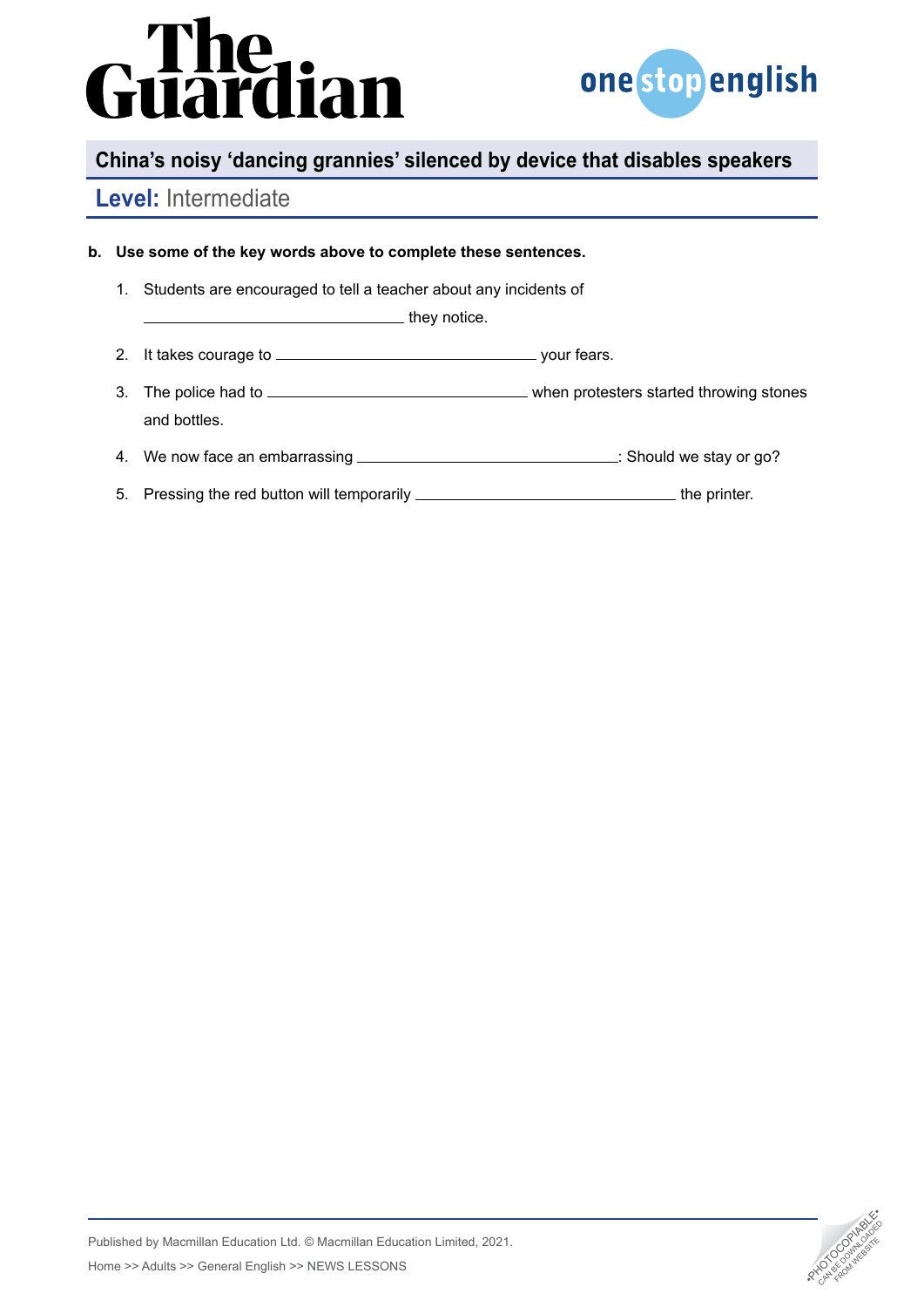## China's noisy 'dancing grannies' silenced by device that disables speakers

**Level:** Intermediate

**b. Use some of the key words above to complete these sentences.**

1. Students are encouraged to tell a teacher about any incidents of ________________ they notice.
2. It takes courage to ________________ your fears.
3. The police had to ________________ when protesters started throwing stones and bottles.
4. We now face an embarrassing ________________: Should we stay or go?
5. Pressing the red button will temporarily ________________ the printer.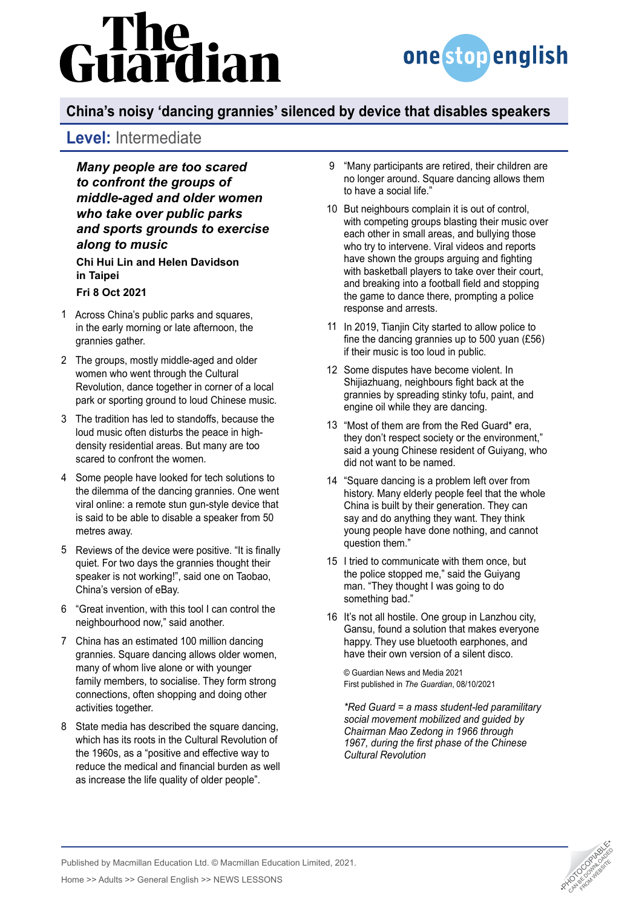# China's noisy 'dancing grannies' silenced by device that disables speakers

## **Level:** Intermediate

***Many people are too scared to confront the groups of middle-aged and older women who take over public parks and sports grounds to exercise along to music***

**Chi Hui Lin and Helen Davidson in Taipei**

**Fri 8 Oct 2021**

1 Across China's public parks and squares, in the early morning or late afternoon, the grannies gather.

2 The groups, mostly middle-aged and older women who went through the Cultural Revolution, dance together in corner of a local park or sporting ground to loud Chinese music.

3 The tradition has led to standoffs, because the loud music often disturbs the peace in high-density residential areas. But many are too scared to confront the women.

4 Some people have looked for tech solutions to the dilemma of the dancing grannies. One went viral online: a remote stun gun-style device that is said to be able to disable a speaker from 50 metres away.

5 Reviews of the device were positive. "It is finally quiet. For two days the grannies thought their speaker is not working!", said one on Taobao, China's version of eBay.

6 "Great invention, with this tool I can control the neighbourhood now," said another.

7 China has an estimated 100 million dancing grannies. Square dancing allows older women, many of whom live alone or with younger family members, to socialise. They form strong connections, often shopping and doing other activities together.

8 State media has described the square dancing, which has its roots in the Cultural Revolution of the 1960s, as a "positive and effective way to reduce the medical and financial burden as well as increase the life quality of older people".

9 "Many participants are retired, their children are no longer around. Square dancing allows them to have a social life."

10 But neighbours complain it is out of control, with competing groups blasting their music over each other in small areas, and bullying those who try to intervene. Viral videos and reports have shown the groups arguing and fighting with basketball players to take over their court, and breaking into a football field and stopping the game to dance there, prompting a police response and arrests.

11 In 2019, Tianjin City started to allow police to fine the dancing grannies up to 500 yuan (£56) if their music is too loud in public.

12 Some disputes have become violent. In Shijiazhuang, neighbours fight back at the grannies by spreading stinky tofu, paint, and engine oil while they are dancing.

13 "Most of them are from the Red Guard* era, they don't respect society or the environment," said a young Chinese resident of Guiyang, who did not want to be named.

14 "Square dancing is a problem left over from history. Many elderly people feel that the whole China is built by their generation. They can say and do anything they want. They think young people have done nothing, and cannot question them."

15 I tried to communicate with them once, but the police stopped me," said the Guiyang man. "They thought I was going to do something bad."

16 It's not all hostile. One group in Lanzhou city, Gansu, found a solution that makes everyone happy. They use bluetooth earphones, and have their own version of a silent disco.

© Guardian News and Media 2021
First published in *The Guardian*, 08/10/2021

*\*Red Guard = a mass student-led paramilitary social movement mobilized and guided by Chairman Mao Zedong in 1966 through 1967, during the first phase of the Chinese Cultural Revolution*

Published by Macmillan Education Ltd. © Macmillan Education Limited, 2021.

Home >> Adults >> General English >> NEWS LESSONS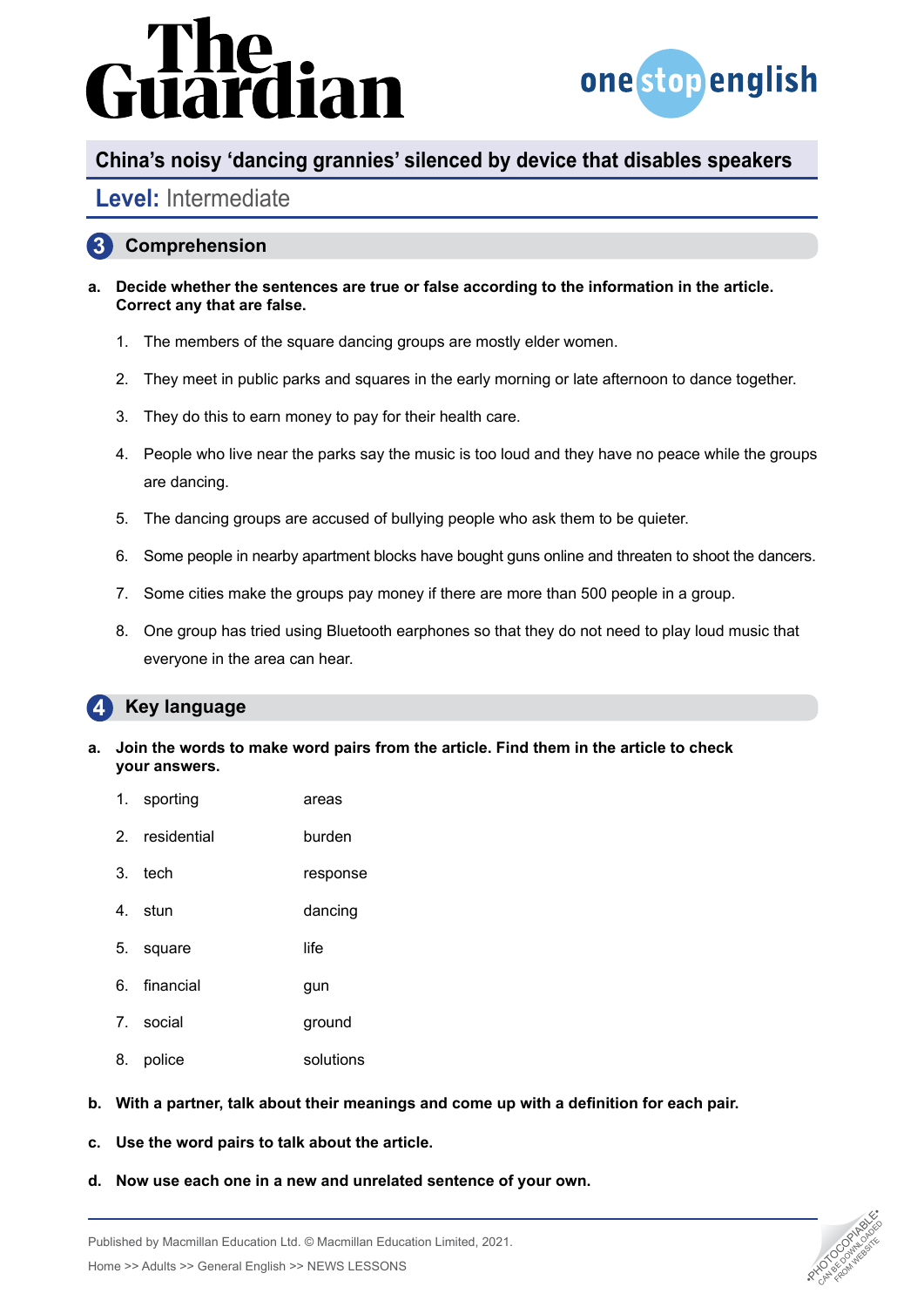## 3 Comprehension

**a. Decide whether the sentences are true or false according to the information in the article. Correct any that are false.**

1. The members of the square dancing groups are mostly elder women.
2. They meet in public parks and squares in the early morning or late afternoon to dance together.
3. They do this to earn money to pay for their health care.
4. People who live near the parks say the music is too loud and they have no peace while the groups are dancing.
5. The dancing groups are accused of bullying people who ask them to be quieter.
6. Some people in nearby apartment blocks have bought guns online and threaten to shoot the dancers.
7. Some cities make the groups pay money if there are more than 500 people in a group.
8. One group has tried using Bluetooth earphones so that they do not need to play loud music that everyone in the area can hear.

## 4 Key language

**a. Join the words to make word pairs from the article. Find them in the article to check your answers.**

| | | |
|---|---|---|
| 1. | sporting | areas |
| 2. | residential | burden |
| 3. | tech | response |
| 4. | stun | dancing |
| 5. | square | life |
| 6. | financial | gun |
| 7. | social | ground |
| 8. | police | solutions |

**b. With a partner, talk about their meanings and come up with a definition for each pair.**

**c. Use the word pairs to talk about the article.**

**d. Now use each one in a new and unrelated sentence of your own.**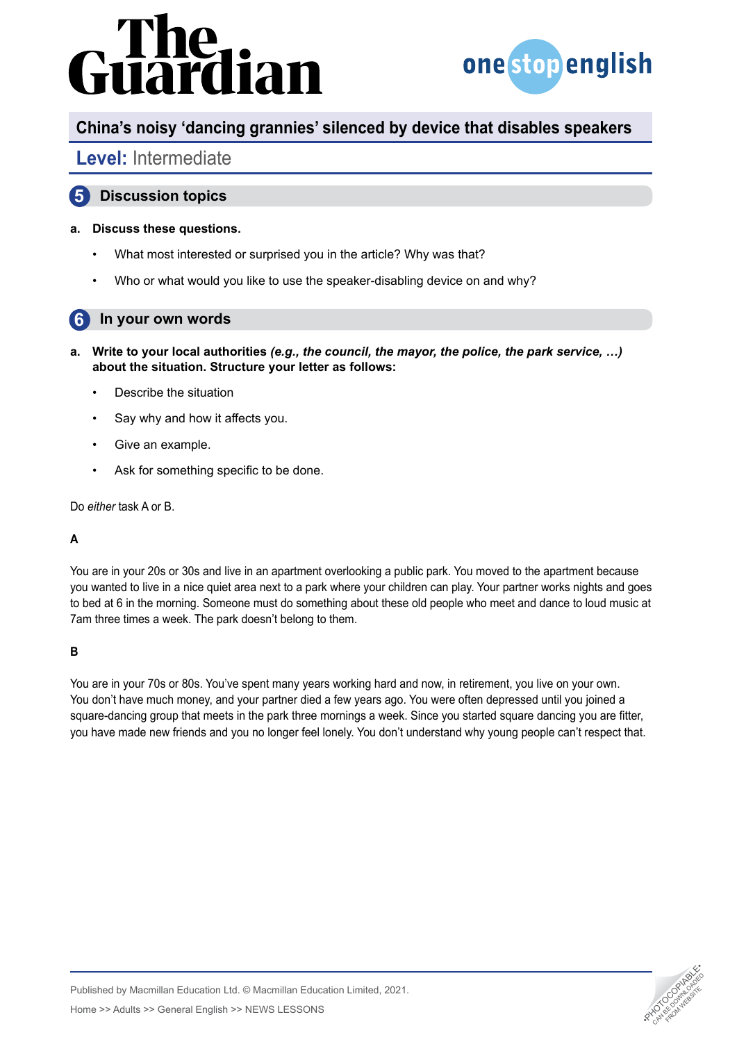# China's noisy 'dancing grannies' silenced by device that disables speakers

## Level: Intermediate

## 5 Discussion topics

**a. Discuss these questions.**

- What most interested or surprised you in the article? Why was that?
- Who or what would you like to use the speaker-disabling device on and why?

## 6 In your own words

**a. Write to your local authorities *(e.g., the council, the mayor, the police, the park service, …)* about the situation. Structure your letter as follows:**

- Describe the situation
- Say why and how it affects you.
- Give an example.
- Ask for something specific to be done.

Do *either* task A or B.

**A**

You are in your 20s or 30s and live in an apartment overlooking a public park. You moved to the apartment because you wanted to live in a nice quiet area next to a park where your children can play. Your partner works nights and goes to bed at 6 in the morning. Someone must do something about these old people who meet and dance to loud music at 7am three times a week. The park doesn't belong to them.

**B**

You are in your 70s or 80s. You've spent many years working hard and now, in retirement, you live on your own. You don't have much money, and your partner died a few years ago. You were often depressed until you joined a square-dancing group that meets in the park three mornings a week. Since you started square dancing you are fitter, you have made new friends and you no longer feel lonely. You don't understand why young people can't respect that.